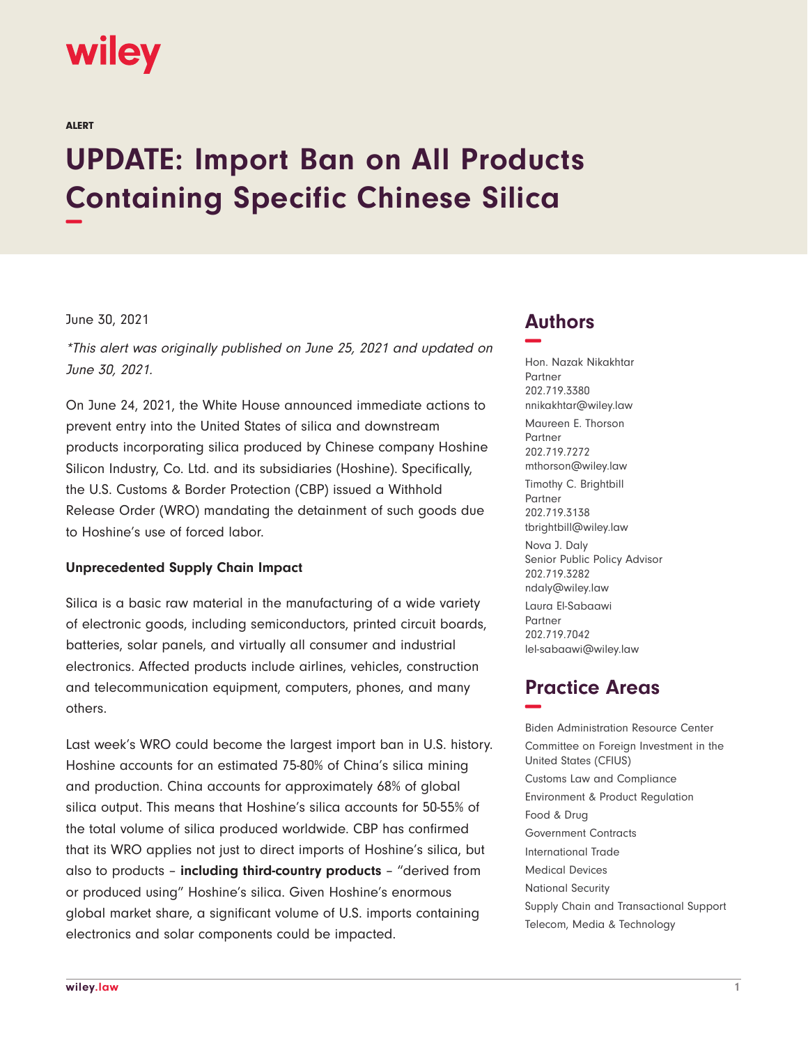wiley

ALERT

# UPDATE: Import Ban on All Products Containing Specific Chinese Silica

June 30, 2021

*\*This alert was originally published on June 25, 2021 and updated on June 30, 2021.*

On June 24, 2021, the White House announced immediate actions to prevent entry into the United States of silica and downstream products incorporating silica produced by Chinese company Hoshine Silicon Industry, Co. Ltd. and its subsidiaries (Hoshine). Specifically, the U.S. Customs & Border Protection (CBP) issued a Withhold Release Order (WRO) mandating the detainment of such goods due to Hoshine's use of forced labor.

**Unprecedented Supply Chain Impact**

Silica is a basic raw material in the manufacturing of a wide variety of electronic goods, including semiconductors, printed circuit boards, batteries, solar panels, and virtually all consumer and industrial electronics. Affected products include airlines, vehicles, construction and telecommunication equipment, computers, phones, and many others.

Last week's WRO could become the largest import ban in U.S. history. Hoshine accounts for an estimated 75-80% of China's silica mining and production. China accounts for approximately 68% of global silica output. This means that Hoshine's silica accounts for 50-55% of the total volume of silica produced worldwide. CBP has confirmed that its WRO applies not just to direct imports of Hoshine's silica, but also to products – **including third-country products** – "derived from or produced using" Hoshine's silica. Given Hoshine's enormous global market share, a significant volume of U.S. imports containing electronics and solar components could be impacted.

## Authors

Hon. Nazak Nikakhtar
Partner
202.719.3380
nnikakhtar@wiley.law

Maureen E. Thorson
Partner
202.719.7272
mthorson@wiley.law

Timothy C. Brightbill
Partner
202.719.3138
tbrightbill@wiley.law

Nova J. Daly
Senior Public Policy Advisor
202.719.3282
ndaly@wiley.law

Laura El-Sabaawi
Partner
202.719.7042
lel-sabaawi@wiley.law

## Practice Areas

Biden Administration Resource Center
Committee on Foreign Investment in the United States (CFIUS)
Customs Law and Compliance
Environment & Product Regulation
Food & Drug
Government Contracts
International Trade
Medical Devices
National Security
Supply Chain and Transactional Support
Telecom, Media & Technology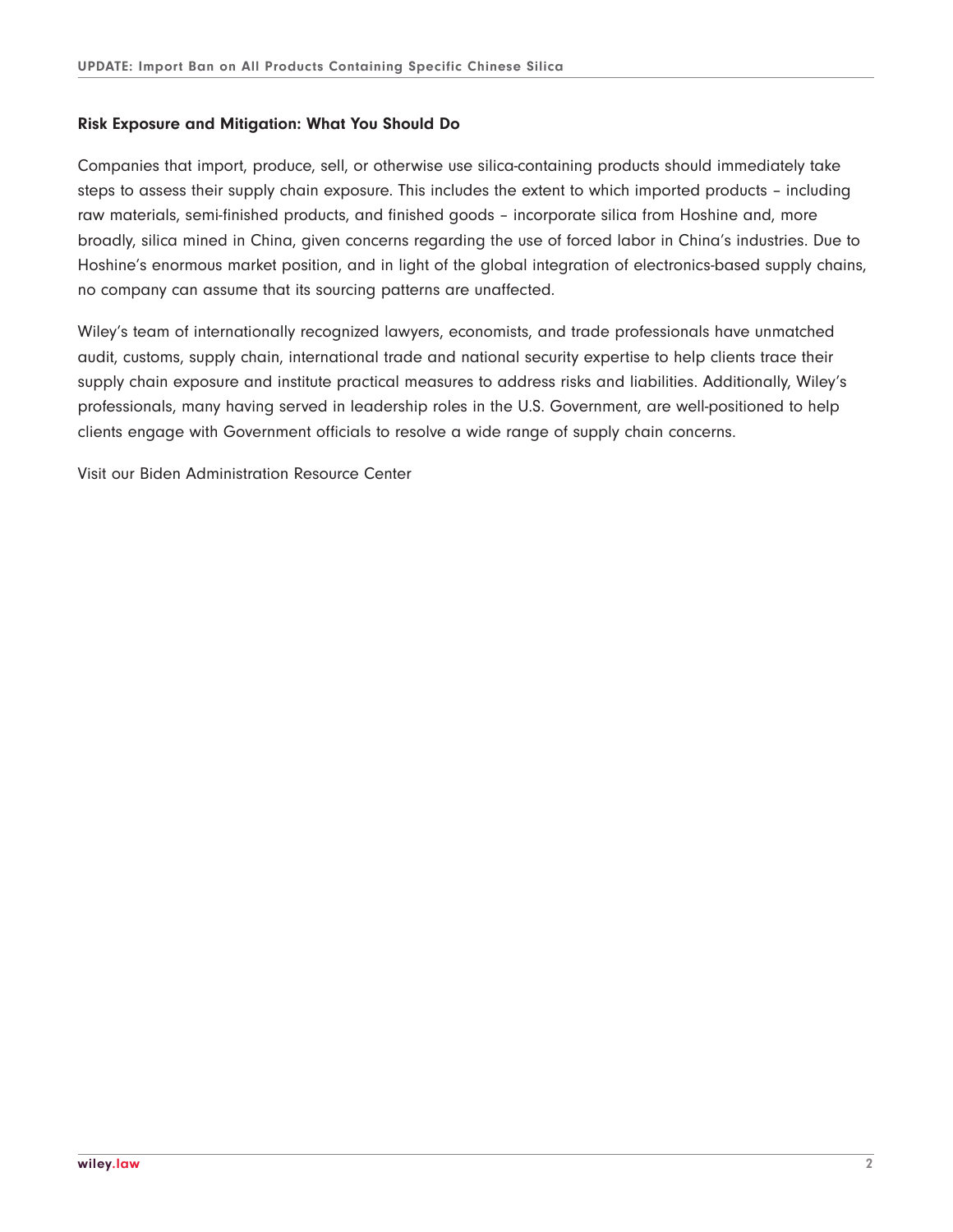**Risk Exposure and Mitigation: What You Should Do**

Companies that import, produce, sell, or otherwise use silica-containing products should immediately take steps to assess their supply chain exposure. This includes the extent to which imported products – including raw materials, semi-finished products, and finished goods – incorporate silica from Hoshine and, more broadly, silica mined in China, given concerns regarding the use of forced labor in China's industries. Due to Hoshine's enormous market position, and in light of the global integration of electronics-based supply chains, no company can assume that its sourcing patterns are unaffected.

Wiley's team of internationally recognized lawyers, economists, and trade professionals have unmatched audit, customs, supply chain, international trade and national security expertise to help clients trace their supply chain exposure and institute practical measures to address risks and liabilities. Additionally, Wiley's professionals, many having served in leadership roles in the U.S. Government, are well-positioned to help clients engage with Government officials to resolve a wide range of supply chain concerns.

Visit our Biden Administration Resource Center